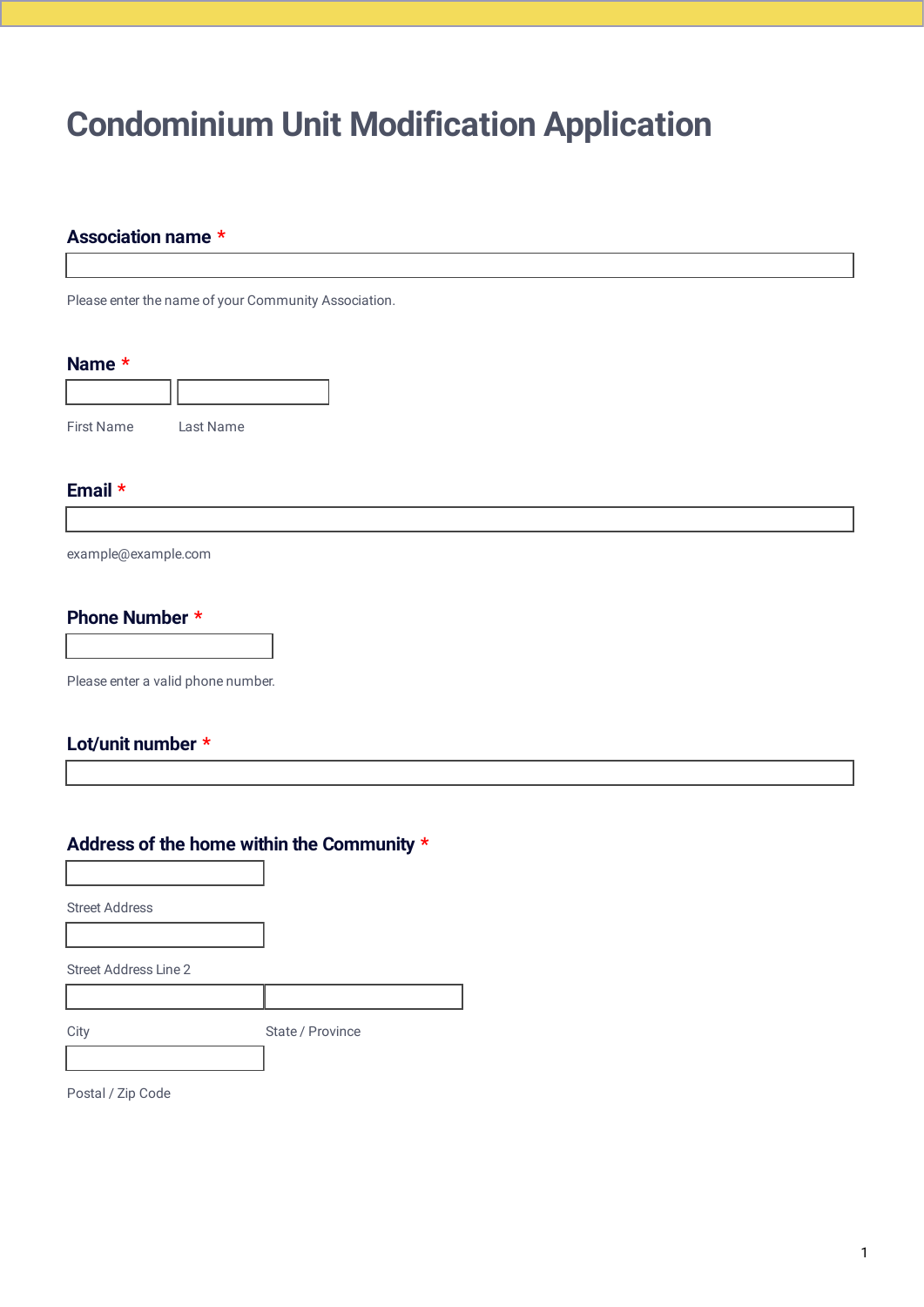# Condominium Unit Modification Application

**Association name** *

Please enter the name of your Community Association.

**Name** *

First Name

Last Name

**Email** *

example@example.com

**Phone Number** *

Please enter a valid phone number.

**Lot/unit number** *

**Address of the home within the Community** *

Street Address

Street Address Line 2

City

State / Province

Postal / Zip Code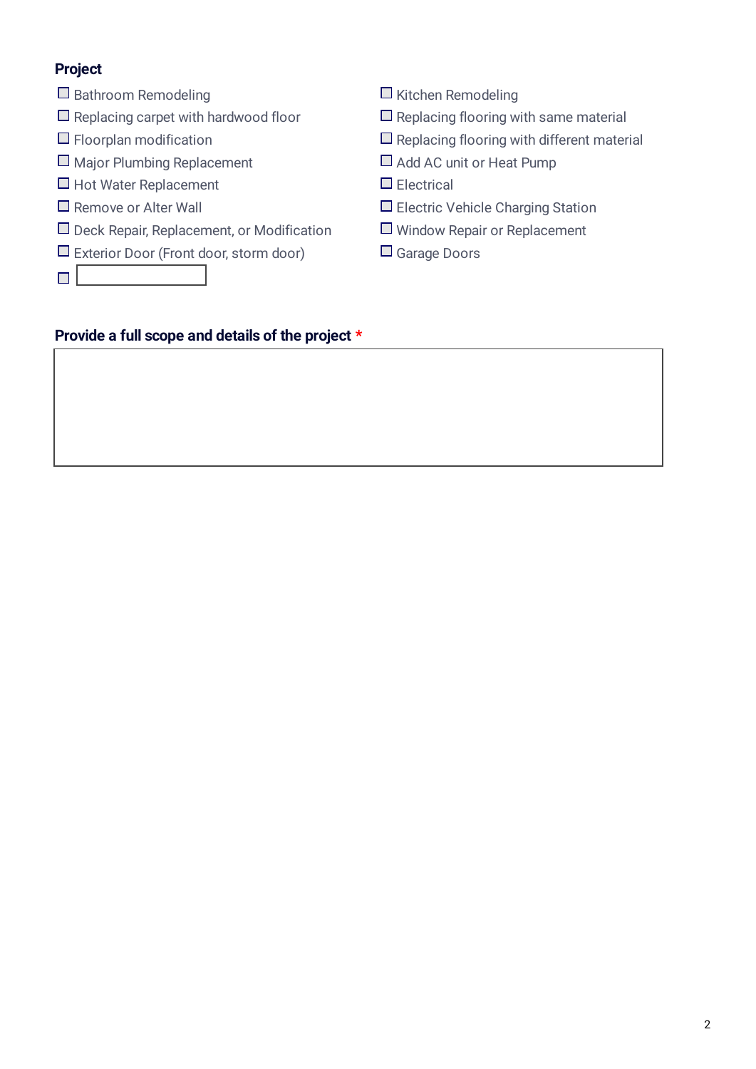### Project

- [ ] Bathroom Remodeling
- [ ] Replacing carpet with hardwood floor
- [ ] Floorplan modification
- [ ] Major Plumbing Replacement
- [ ] Hot Water Replacement
- [ ] Remove or Alter Wall
- [ ] Deck Repair, Replacement, or Modification
- [ ] Exterior Door (Front door, storm door)
- [ ] ____________
- [ ] Kitchen Remodeling
- [ ] Replacing flooring with same material
- [ ] Replacing flooring with different material
- [ ] Add AC unit or Heat Pump
- [ ] Electrical
- [ ] Electric Vehicle Charging Station
- [ ] Window Repair or Replacement
- [ ] Garage Doors

### Provide a full scope and details of the project *

| |
|---|
| |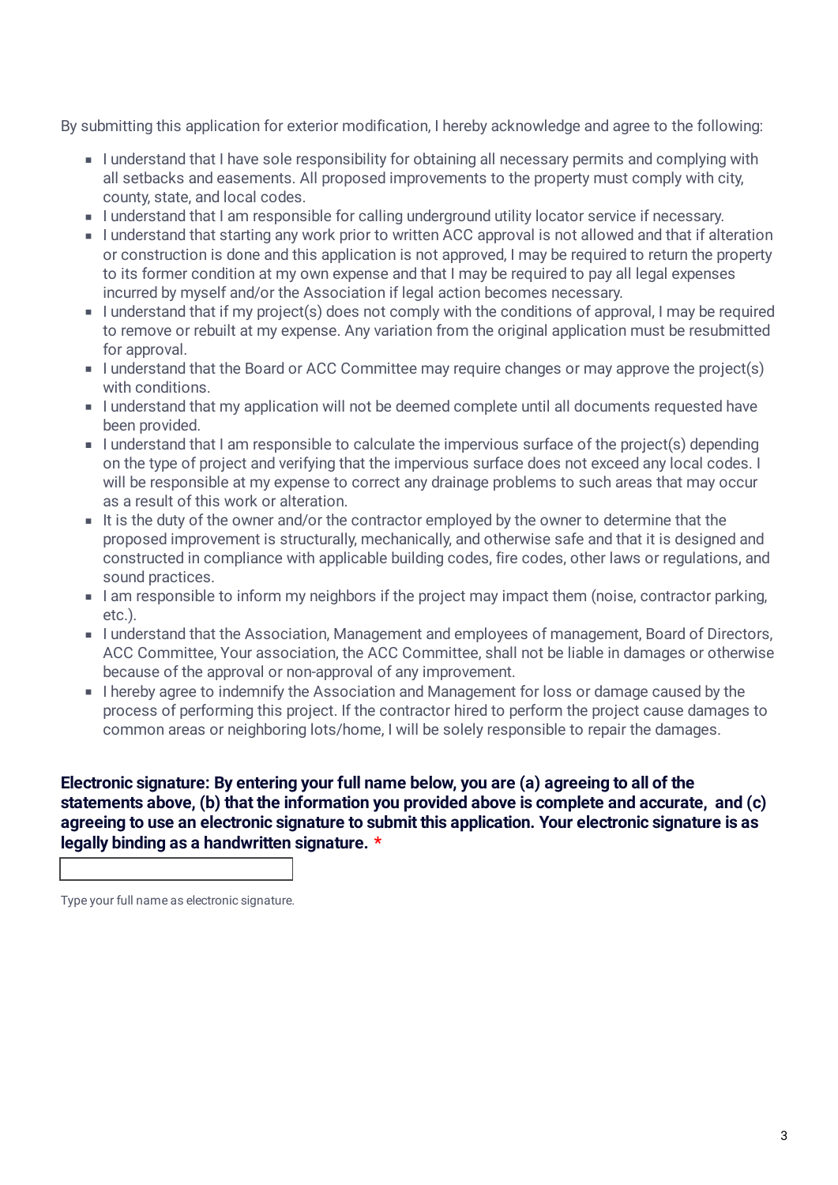By submitting this application for exterior modification, I hereby acknowledge and agree to the following:

- I understand that I have sole responsibility for obtaining all necessary permits and complying with all setbacks and easements. All proposed improvements to the property must comply with city, county, state, and local codes.
- I understand that I am responsible for calling underground utility locator service if necessary.
- I understand that starting any work prior to written ACC approval is not allowed and that if alteration or construction is done and this application is not approved, I may be required to return the property to its former condition at my own expense and that I may be required to pay all legal expenses incurred by myself and/or the Association if legal action becomes necessary.
- I understand that if my project(s) does not comply with the conditions of approval, I may be required to remove or rebuilt at my expense. Any variation from the original application must be resubmitted for approval.
- I understand that the Board or ACC Committee may require changes or may approve the project(s) with conditions.
- I understand that my application will not be deemed complete until all documents requested have been provided.
- I understand that I am responsible to calculate the impervious surface of the project(s) depending on the type of project and verifying that the impervious surface does not exceed any local codes. I will be responsible at my expense to correct any drainage problems to such areas that may occur as a result of this work or alteration.
- It is the duty of the owner and/or the contractor employed by the owner to determine that the proposed improvement is structurally, mechanically, and otherwise safe and that it is designed and constructed in compliance with applicable building codes, fire codes, other laws or regulations, and sound practices.
- I am responsible to inform my neighbors if the project may impact them (noise, contractor parking, etc.).
- I understand that the Association, Management and employees of management, Board of Directors, ACC Committee, Your association, the ACC Committee, shall not be liable in damages or otherwise because of the approval or non-approval of any improvement.
- I hereby agree to indemnify the Association and Management for loss or damage caused by the process of performing this project. If the contractor hired to perform the project cause damages to common areas or neighboring lots/home, I will be solely responsible to repair the damages.

**Electronic signature: By entering your full name below, you are (a) agreeing to all of the statements above, (b) that the information you provided above is complete and accurate, and (c) agreeing to use an electronic signature to submit this application. Your electronic signature is as legally binding as a handwritten signature.** *

Type your full name as electronic signature.